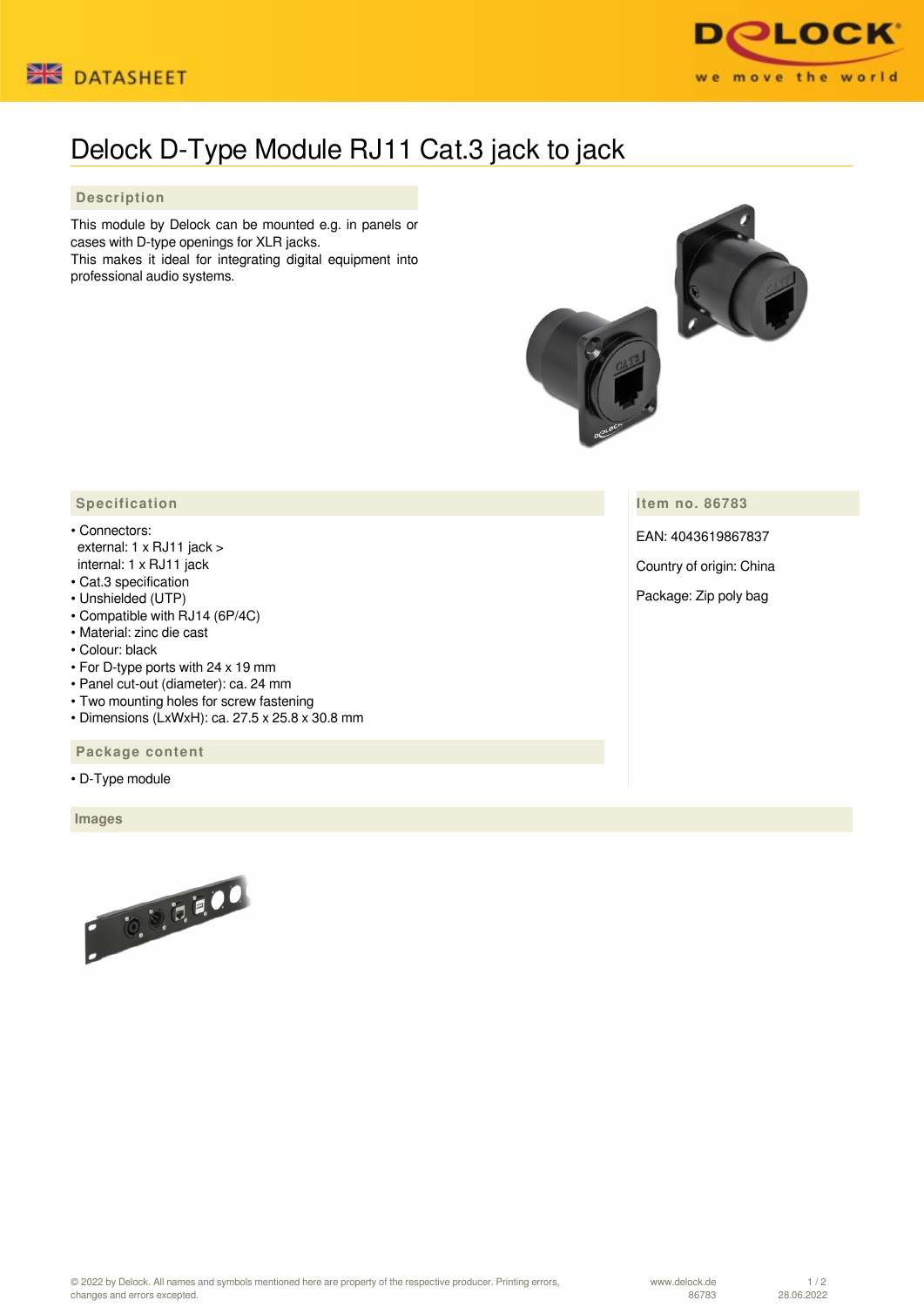# Delock D-Type Module RJ11 Cat.3 jack to jack

## Description

This module by Delock can be mounted e.g. in panels or cases with D-type openings for XLR jacks.
This makes it ideal for integrating digital equipment into professional audio systems.

## Specification

- Connectors:
  external: 1 x RJ11 jack >
  internal: 1 x RJ11 jack
- Cat.3 specification
- Unshielded (UTP)
- Compatible with RJ14 (6P/4C)
- Material: zinc die cast
- Colour: black
- For D-type ports with 24 x 19 mm
- Panel cut-out (diameter): ca. 24 mm
- Two mounting holes for screw fastening
- Dimensions (LxWxH): ca. 27.5 x 25.8 x 30.8 mm

## Package content

- D-Type module

## Item no. 86783

EAN: 4043619867837

Country of origin: China

Package: Zip poly bag

## Images

© 2022 by Delock. All names and symbols mentioned here are property of the respective producer. Printing errors, changes and errors excepted.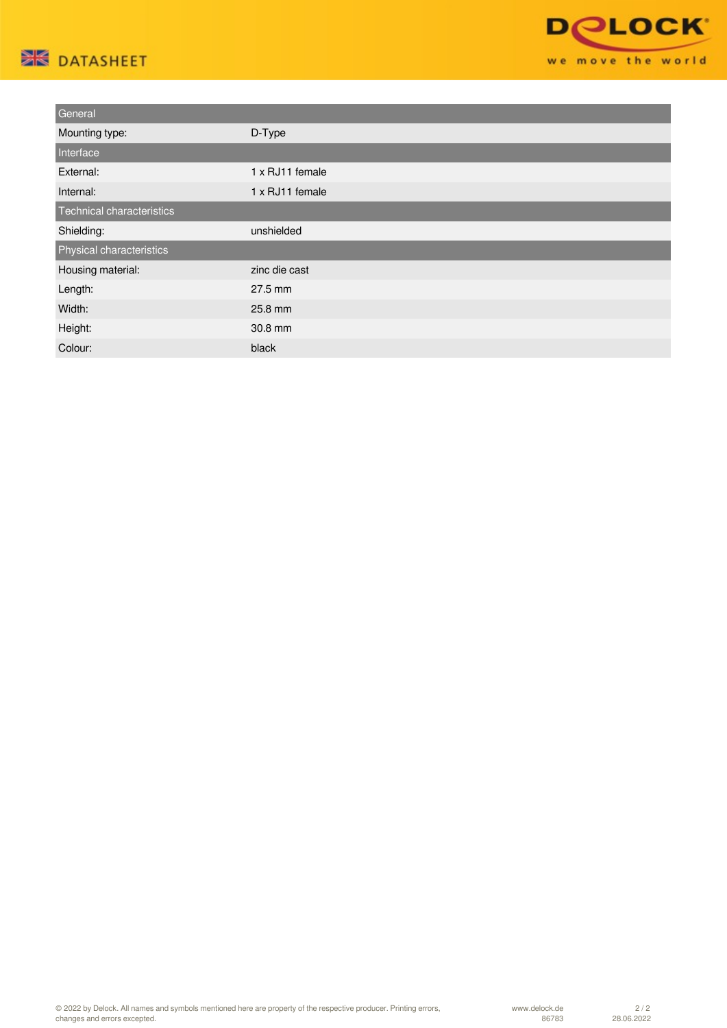| | |
|---|---|
| **General** | |
| Mounting type: | D-Type |
| **Interface** | |
| External: | 1 x RJ11 female |
| Internal: | 1 x RJ11 female |
| **Technical characteristics** | |
| Shielding: | unshielded |
| **Physical characteristics** | |
| Housing material: | zinc die cast |
| Length: | 27.5 mm |
| Width: | 25.8 mm |
| Height: | 30.8 mm |
| Colour: | black |

© 2022 by Delock. All names and symbols mentioned here are property of the respective producer. Printing errors, changes and errors excepted.

www.delock.de
86783
28.06.2022